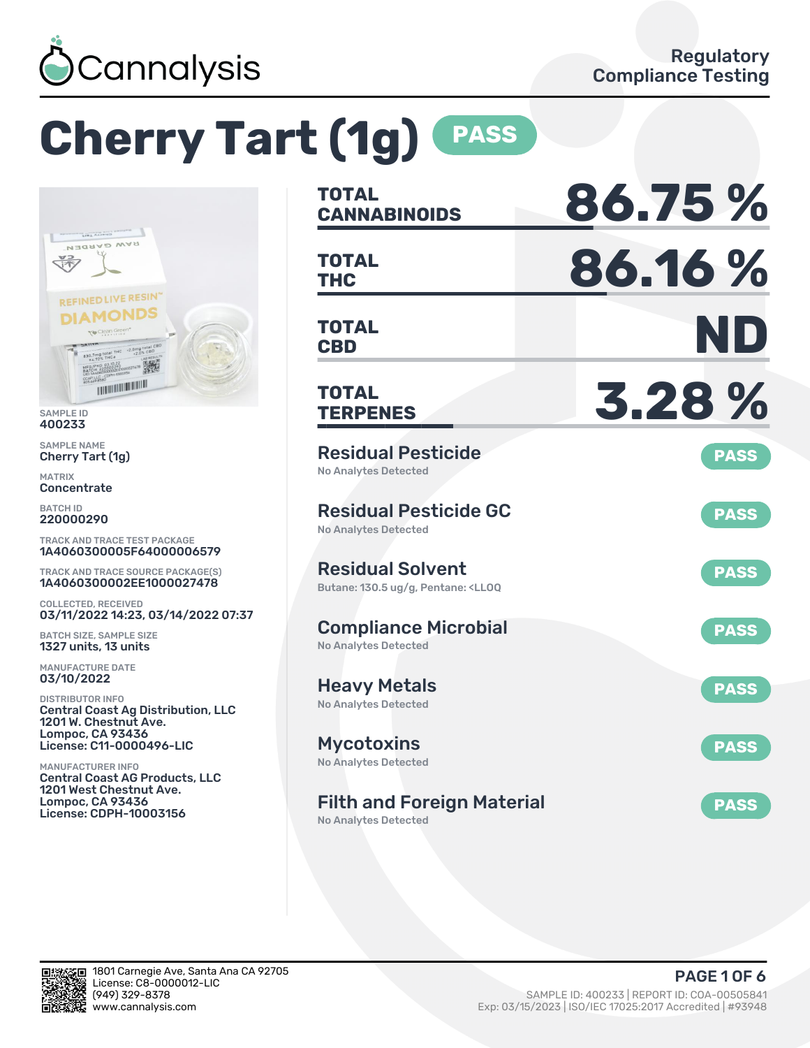Cannalysis

Regulatory Compliance Testing

# Cherry Tart (1g) PASS

SAMPLE ID
400233

SAMPLE NAME
Cherry Tart (1g)

MATRIX
Concentrate

BATCH ID
220000290

TRACK AND TRACE TEST PACKAGE
1A4060300005F64000006579

TRACK AND TRACE SOURCE PACKAGE(S)
1A4060300002EE1000027478

COLLECTED, RECEIVED
03/11/2022 14:23, 03/14/2022 07:37

BATCH SIZE, SAMPLE SIZE
1327 units, 13 units

MANUFACTURE DATE
03/10/2022

DISTRIBUTOR INFO
Central Coast Ag Distribution, LLC
1201 W. Chestnut Ave.
Lompoc, CA 93436
License: C11-0000496-LIC

MANUFACTURER INFO
Central Coast AG Products, LLC
1201 West Chestnut Ave.
Lompoc, CA 93436
License: CDPH-10003156

| | |
|---|---|
| **TOTAL CANNABINOIDS** | **86.75 %** |
| **TOTAL THC** | **86.16 %** |
| **TOTAL CBD** | **ND** |
| **TOTAL TERPENES** | **3.28 %** |

| Test | Result | Status |
|---|---|---|
| Residual Pesticide | No Analytes Detected | PASS |
| Residual Pesticide GC | No Analytes Detected | PASS |
| Residual Solvent | Butane: 130.5 ug/g, Pentane: <LLOQ | PASS |
| Compliance Microbial | No Analytes Detected | PASS |
| Heavy Metals | No Analytes Detected | PASS |
| Mycotoxins | No Analytes Detected | PASS |
| Filth and Foreign Material | No Analytes Detected | PASS |

1801 Carnegie Ave, Santa Ana CA 92705
License: C8-0000012-LIC
(949) 329-8378
www.cannalysis.com

SAMPLE ID: 400233 | REPORT ID: COA-00505841
Exp: 03/15/2023 | ISO/IEC 17025:2017 Accredited | #93948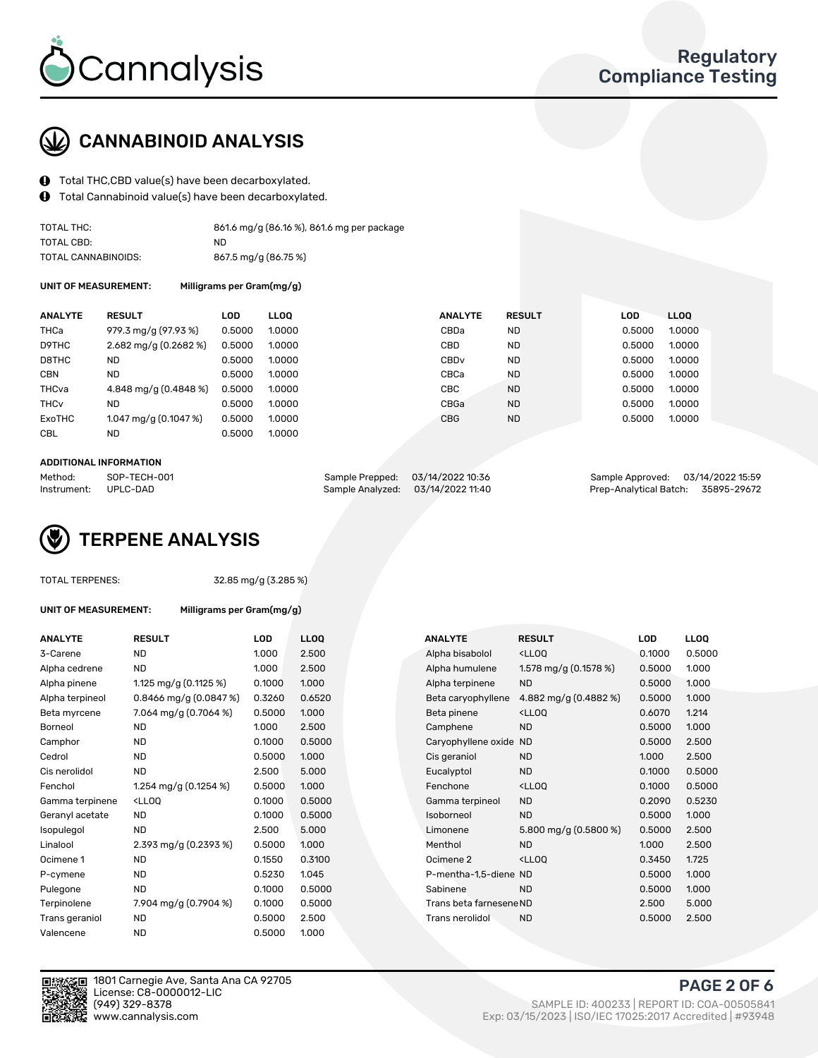# Cannalysis

## Regulatory Compliance Testing

## CANNABINOID ANALYSIS

- Total THC,CBD value(s) have been decarboxylated.
- Total Cannabinoid value(s) have been decarboxylated.

| | |
|---|---|
| TOTAL THC: | 861.6 mg/g (86.16 %), 861.6 mg per package |
| TOTAL CBD: | ND |
| TOTAL CANNABINOIDS: | 867.5 mg/g (86.75 %) |

**UNIT OF MEASUREMENT:** Milligrams per Gram(mg/g)

| ANALYTE | RESULT | LOD | LLOQ | ANALYTE | RESULT | LOD | LLOQ |
|---|---|---|---|---|---|---|---|
| THCa | 979.3 mg/g (97.93 %) | 0.5000 | 1.0000 | CBDa | ND | 0.5000 | 1.0000 |
| D9THC | 2.682 mg/g (0.2682 %) | 0.5000 | 1.0000 | CBD | ND | 0.5000 | 1.0000 |
| D8THC | ND | 0.5000 | 1.0000 | CBDv | ND | 0.5000 | 1.0000 |
| CBN | ND | 0.5000 | 1.0000 | CBCa | ND | 0.5000 | 1.0000 |
| THCva | 4.848 mg/g (0.4848 %) | 0.5000 | 1.0000 | CBC | ND | 0.5000 | 1.0000 |
| THCv | ND | 0.5000 | 1.0000 | CBGa | ND | 0.5000 | 1.0000 |
| ExoTHC | 1.047 mg/g (0.1047 %) | 0.5000 | 1.0000 | CBG | ND | 0.5000 | 1.0000 |
| CBL | ND | 0.5000 | 1.0000 | | | | |

**ADDITIONAL INFORMATION**

| | | | | | |
|---|---|---|---|---|---|
| Method: | SOP-TECH-001 | Sample Prepped: | 03/14/2022 10:36 | Sample Approved: | 03/14/2022 15:59 |
| Instrument: | UPLC-DAD | Sample Analyzed: | 03/14/2022 11:40 | Prep-Analytical Batch: | 35895-29672 |

## TERPENE ANALYSIS

TOTAL TERPENES: 32.85 mg/g (3.285 %)

**UNIT OF MEASUREMENT:** Milligrams per Gram(mg/g)

| ANALYTE | RESULT | LOD | LLOQ | ANALYTE | RESULT | LOD | LLOQ |
|---|---|---|---|---|---|---|---|
| 3-Carene | ND | 1.000 | 2.500 | Alpha bisabolol | <LLOQ | 0.1000 | 0.5000 |
| Alpha cedrene | ND | 1.000 | 2.500 | Alpha humulene | 1.578 mg/g (0.1578 %) | 0.5000 | 1.000 |
| Alpha pinene | 1.125 mg/g (0.1125 %) | 0.1000 | 1.000 | Alpha terpinene | ND | 0.5000 | 1.000 |
| Alpha terpineol | 0.8466 mg/g (0.0847 %) | 0.3260 | 0.6520 | Beta caryophyllene | 4.882 mg/g (0.4882 %) | 0.5000 | 1.000 |
| Beta myrcene | 7.064 mg/g (0.7064 %) | 0.5000 | 1.000 | Beta pinene | <LLOQ | 0.6070 | 1.214 |
| Borneol | ND | 1.000 | 2.500 | Camphene | ND | 0.5000 | 1.000 |
| Camphor | ND | 0.1000 | 0.5000 | Caryophyllene oxide | ND | 0.5000 | 2.500 |
| Cedrol | ND | 0.5000 | 1.000 | Cis geraniol | ND | 1.000 | 2.500 |
| Cis nerolidol | ND | 2.500 | 5.000 | Eucalyptol | ND | 0.1000 | 0.5000 |
| Fenchol | 1.254 mg/g (0.1254 %) | 0.5000 | 1.000 | Fenchone | <LLOQ | 0.1000 | 0.5000 |
| Gamma terpinene | <LLOQ | 0.1000 | 0.5000 | Gamma terpineol | ND | 0.2090 | 0.5230 |
| Geranyl acetate | ND | 0.1000 | 0.5000 | Isoborneol | ND | 0.5000 | 1.000 |
| Isopulegol | ND | 2.500 | 5.000 | Limonene | 5.800 mg/g (0.5800 %) | 0.5000 | 2.500 |
| Linalool | 2.393 mg/g (0.2393 %) | 0.5000 | 1.000 | Menthol | ND | 1.000 | 2.500 |
| Ocimene 1 | ND | 0.1550 | 0.3100 | Ocimene 2 | <LLOQ | 0.3450 | 1.725 |
| P-cymene | ND | 0.5230 | 1.045 | P-mentha-1,5-diene | ND | 0.5000 | 1.000 |
| Pulegone | ND | 0.1000 | 0.5000 | Sabinene | ND | 0.5000 | 1.000 |
| Terpinolene | 7.904 mg/g (0.7904 %) | 0.1000 | 0.5000 | Trans beta farnesene | ND | 2.500 | 5.000 |
| Trans geraniol | ND | 0.5000 | 2.500 | Trans nerolidol | ND | 0.5000 | 2.500 |
| Valencene | ND | 0.5000 | 1.000 | | | | |

1801 Carnegie Ave, Santa Ana CA 92705
License: C8-0000012-LIC
(949) 329-8378
www.cannalysis.com

SAMPLE ID: 400233 | REPORT ID: COA-00505841
Exp: 03/15/2023 | ISO/IEC 17025:2017 Accredited | #93948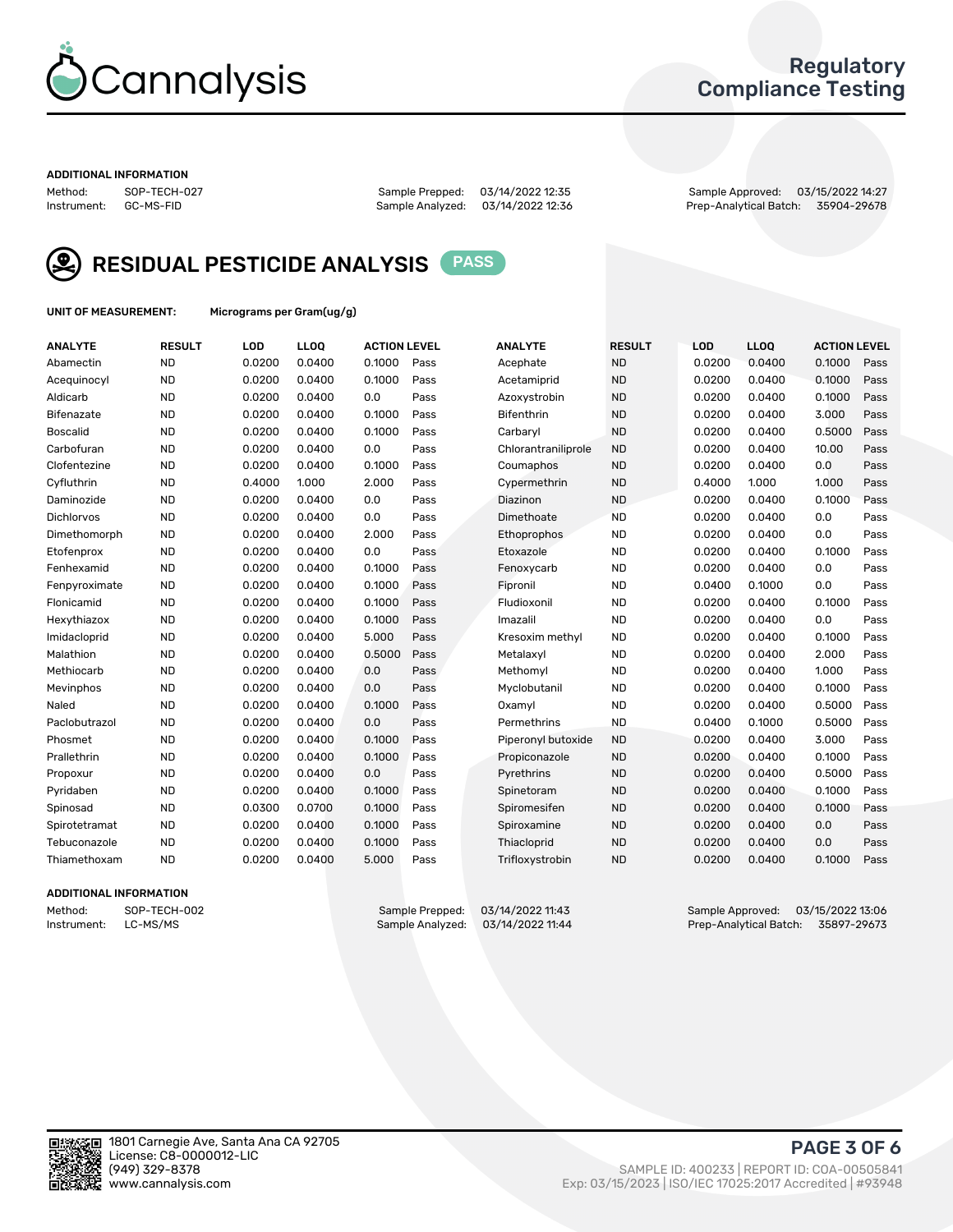Regulatory Compliance Testing

**ADDITIONAL INFORMATION**

Method: SOP-TECH-027
Instrument: GC-MS-FID
Sample Prepped: 03/14/2022 12:35
Sample Analyzed: 03/14/2022 12:36
Sample Approved: 03/15/2022 14:27
Prep-Analytical Batch: 35904-29678

## RESIDUAL PESTICIDE ANALYSIS PASS

**UNIT OF MEASUREMENT:** Micrograms per Gram(ug/g)

| ANALYTE | RESULT | LOD | LLOQ | ACTION LEVEL | | ANALYTE | RESULT | LOD | LLOQ | ACTION LEVEL | |
|---|---|---|---|---|---|---|---|---|---|---|---|
| Abamectin | ND | 0.0200 | 0.0400 | 0.1000 | Pass | Acephate | ND | 0.0200 | 0.0400 | 0.1000 | Pass |
| Acequinocyl | ND | 0.0200 | 0.0400 | 0.1000 | Pass | Acetamiprid | ND | 0.0200 | 0.0400 | 0.1000 | Pass |
| Aldicarb | ND | 0.0200 | 0.0400 | 0.0 | Pass | Azoxystrobin | ND | 0.0200 | 0.0400 | 0.1000 | Pass |
| Bifenazate | ND | 0.0200 | 0.0400 | 0.1000 | Pass | Bifenthrin | ND | 0.0200 | 0.0400 | 3.000 | Pass |
| Boscalid | ND | 0.0200 | 0.0400 | 0.1000 | Pass | Carbaryl | ND | 0.0200 | 0.0400 | 0.5000 | Pass |
| Carbofuran | ND | 0.0200 | 0.0400 | 0.0 | Pass | Chlorantraniliprole | ND | 0.0200 | 0.0400 | 10.00 | Pass |
| Clofentezine | ND | 0.0200 | 0.0400 | 0.1000 | Pass | Coumaphos | ND | 0.0200 | 0.0400 | 0.0 | Pass |
| Cyfluthrin | ND | 0.4000 | 1.000 | 2.000 | Pass | Cypermethrin | ND | 0.4000 | 1.000 | 1.000 | Pass |
| Daminozide | ND | 0.0200 | 0.0400 | 0.0 | Pass | Diazinon | ND | 0.0200 | 0.0400 | 0.1000 | Pass |
| Dichlorvos | ND | 0.0200 | 0.0400 | 0.0 | Pass | Dimethoate | ND | 0.0200 | 0.0400 | 0.0 | Pass |
| Dimethomorph | ND | 0.0200 | 0.0400 | 2.000 | Pass | Ethoprophos | ND | 0.0200 | 0.0400 | 0.0 | Pass |
| Etofenprox | ND | 0.0200 | 0.0400 | 0.0 | Pass | Etoxazole | ND | 0.0200 | 0.0400 | 0.1000 | Pass |
| Fenhexamid | ND | 0.0200 | 0.0400 | 0.1000 | Pass | Fenoxycarb | ND | 0.0200 | 0.0400 | 0.0 | Pass |
| Fenpyroximate | ND | 0.0200 | 0.0400 | 0.1000 | Pass | Fipronil | ND | 0.0400 | 0.1000 | 0.0 | Pass |
| Flonicamid | ND | 0.0200 | 0.0400 | 0.1000 | Pass | Fludioxonil | ND | 0.0200 | 0.0400 | 0.1000 | Pass |
| Hexythiazox | ND | 0.0200 | 0.0400 | 0.1000 | Pass | Imazalil | ND | 0.0200 | 0.0400 | 0.0 | Pass |
| Imidacloprid | ND | 0.0200 | 0.0400 | 5.000 | Pass | Kresoxim methyl | ND | 0.0200 | 0.0400 | 0.1000 | Pass |
| Malathion | ND | 0.0200 | 0.0400 | 0.5000 | Pass | Metalaxyl | ND | 0.0200 | 0.0400 | 2.000 | Pass |
| Methiocarb | ND | 0.0200 | 0.0400 | 0.0 | Pass | Methomyl | ND | 0.0200 | 0.0400 | 1.000 | Pass |
| Mevinphos | ND | 0.0200 | 0.0400 | 0.0 | Pass | Myclobutanil | ND | 0.0200 | 0.0400 | 0.1000 | Pass |
| Naled | ND | 0.0200 | 0.0400 | 0.1000 | Pass | Oxamyl | ND | 0.0200 | 0.0400 | 0.5000 | Pass |
| Paclobutrazol | ND | 0.0200 | 0.0400 | 0.0 | Pass | Permethrins | ND | 0.0400 | 0.1000 | 0.5000 | Pass |
| Phosmet | ND | 0.0200 | 0.0400 | 0.1000 | Pass | Piperonyl butoxide | ND | 0.0200 | 0.0400 | 3.000 | Pass |
| Prallethrin | ND | 0.0200 | 0.0400 | 0.1000 | Pass | Propiconazole | ND | 0.0200 | 0.0400 | 0.1000 | Pass |
| Propoxur | ND | 0.0200 | 0.0400 | 0.0 | Pass | Pyrethrins | ND | 0.0200 | 0.0400 | 0.5000 | Pass |
| Pyridaben | ND | 0.0200 | 0.0400 | 0.1000 | Pass | Spinetoram | ND | 0.0200 | 0.0400 | 0.1000 | Pass |
| Spinosad | ND | 0.0300 | 0.0700 | 0.1000 | Pass | Spiromesifen | ND | 0.0200 | 0.0400 | 0.1000 | Pass |
| Spirotetramat | ND | 0.0200 | 0.0400 | 0.1000 | Pass | Spiroxamine | ND | 0.0200 | 0.0400 | 0.0 | Pass |
| Tebuconazole | ND | 0.0200 | 0.0400 | 0.1000 | Pass | Thiacloprid | ND | 0.0200 | 0.0400 | 0.0 | Pass |
| Thiamethoxam | ND | 0.0200 | 0.0400 | 5.000 | Pass | Trifloxystrobin | ND | 0.0200 | 0.0400 | 0.1000 | Pass |

**ADDITIONAL INFORMATION**

Method: SOP-TECH-002
Instrument: LC-MS/MS
Sample Prepped: 03/14/2022 11:43
Sample Analyzed: 03/14/2022 11:44
Sample Approved: 03/15/2022 13:06
Prep-Analytical Batch: 35897-29673

1801 Carnegie Ave, Santa Ana CA 92705
License: C8-0000012-LIC
(949) 329-8378
www.cannalysis.com

SAMPLE ID: 400233 | REPORT ID: COA-00505841
Exp: 03/15/2023 | ISO/IEC 17025:2017 Accredited | #93948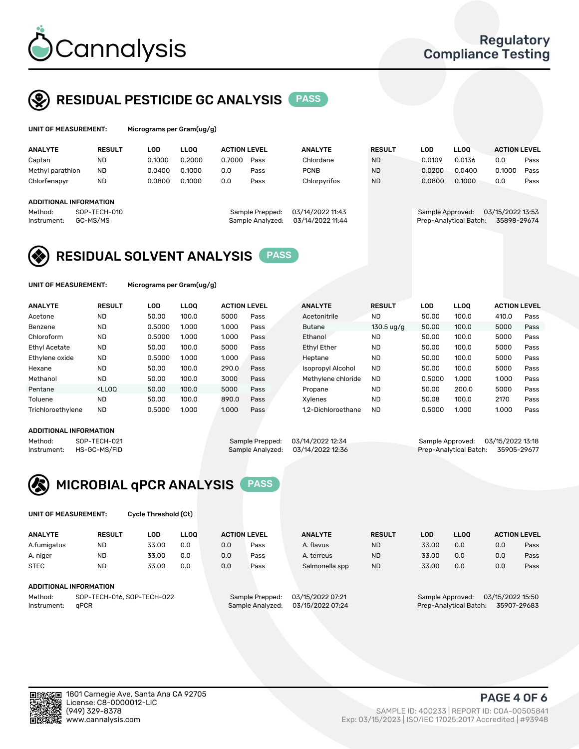Cannalysis

Regulatory Compliance Testing

## RESIDUAL PESTICIDE GC ANALYSIS PASS

**UNIT OF MEASUREMENT:** Micrograms per Gram(ug/g)

| ANALYTE | RESULT | LOD | LLOQ | ACTION LEVEL | | ANALYTE | RESULT | LOD | LLOQ | ACTION LEVEL | |
|---|---|---|---|---|---|---|---|---|---|---|---|
| Captan | ND | 0.1000 | 0.2000 | 0.7000 | Pass | Chlordane | ND | 0.0109 | 0.0136 | 0.0 | Pass |
| Methyl parathion | ND | 0.0400 | 0.1000 | 0.0 | Pass | PCNB | ND | 0.0200 | 0.0400 | 0.1000 | Pass |
| Chlorfenapyr | ND | 0.0800 | 0.1000 | 0.0 | Pass | Chlorpyrifos | ND | 0.0800 | 0.1000 | 0.0 | Pass |

**ADDITIONAL INFORMATION**

Method: SOP-TECH-010
Instrument: GC-MS/MS
Sample Prepped: 03/14/2022 11:43
Sample Analyzed: 03/14/2022 11:44
Sample Approved: 03/15/2022 13:53
Prep-Analytical Batch: 35898-29674

## RESIDUAL SOLVENT ANALYSIS PASS

**UNIT OF MEASUREMENT:** Micrograms per Gram(ug/g)

| ANALYTE | RESULT | LOD | LLOQ | ACTION LEVEL | | ANALYTE | RESULT | LOD | LLOQ | ACTION LEVEL | |
|---|---|---|---|---|---|---|---|---|---|---|---|
| Acetone | ND | 50.00 | 100.0 | 5000 | Pass | Acetonitrile | ND | 50.00 | 100.0 | 410.0 | Pass |
| Benzene | ND | 0.5000 | 1.000 | 1.000 | Pass | Butane | 130.5 ug/g | 50.00 | 100.0 | 5000 | Pass |
| Chloroform | ND | 0.5000 | 1.000 | 1.000 | Pass | Ethanol | ND | 50.00 | 100.0 | 5000 | Pass |
| Ethyl Acetate | ND | 50.00 | 100.0 | 5000 | Pass | Ethyl Ether | ND | 50.00 | 100.0 | 5000 | Pass |
| Ethylene oxide | ND | 0.5000 | 1.000 | 1.000 | Pass | Heptane | ND | 50.00 | 100.0 | 5000 | Pass |
| Hexane | ND | 50.00 | 100.0 | 290.0 | Pass | Isopropyl Alcohol | ND | 50.00 | 100.0 | 5000 | Pass |
| Methanol | ND | 50.00 | 100.0 | 3000 | Pass | Methylene chloride | ND | 0.5000 | 1.000 | 1.000 | Pass |
| Pentane | <LLOQ | 50.00 | 100.0 | 5000 | Pass | Propane | ND | 50.00 | 200.0 | 5000 | Pass |
| Toluene | ND | 50.00 | 100.0 | 890.0 | Pass | Xylenes | ND | 50.08 | 100.0 | 2170 | Pass |
| Trichloroethylene | ND | 0.5000 | 1.000 | 1.000 | Pass | 1,2-Dichloroethane | ND | 0.5000 | 1.000 | 1.000 | Pass |

**ADDITIONAL INFORMATION**

Method: SOP-TECH-021
Instrument: HS-GC-MS/FID
Sample Prepped: 03/14/2022 12:34
Sample Analyzed: 03/14/2022 12:36
Sample Approved: 03/15/2022 13:18
Prep-Analytical Batch: 35905-29677

## MICROBIAL qPCR ANALYSIS PASS

**UNIT OF MEASUREMENT:** Cycle Threshold (Ct)

| ANALYTE | RESULT | LOD | LLOQ | ACTION LEVEL | | ANALYTE | RESULT | LOD | LLOQ | ACTION LEVEL | |
|---|---|---|---|---|---|---|---|---|---|---|---|
| A.fumigatus | ND | 33.00 | 0.0 | 0.0 | Pass | A. flavus | ND | 33.00 | 0.0 | 0.0 | Pass |
| A. niger | ND | 33.00 | 0.0 | 0.0 | Pass | A. terreus | ND | 33.00 | 0.0 | 0.0 | Pass |
| STEC | ND | 33.00 | 0.0 | 0.0 | Pass | Salmonella spp | ND | 33.00 | 0.0 | 0.0 | Pass |

**ADDITIONAL INFORMATION**

Method: SOP-TECH-016, SOP-TECH-022
Instrument: qPCR
Sample Prepped: 03/15/2022 07:21
Sample Analyzed: 03/15/2022 07:24
Sample Approved: 03/15/2022 15:50
Prep-Analytical Batch: 35907-29683

1801 Carnegie Ave, Santa Ana CA 92705
License: C8-0000012-LIC
(949) 329-8378
www.cannalysis.com

SAMPLE ID: 400233 | REPORT ID: COA-00505841
Exp: 03/15/2023 | ISO/IEC 17025:2017 Accredited | #93948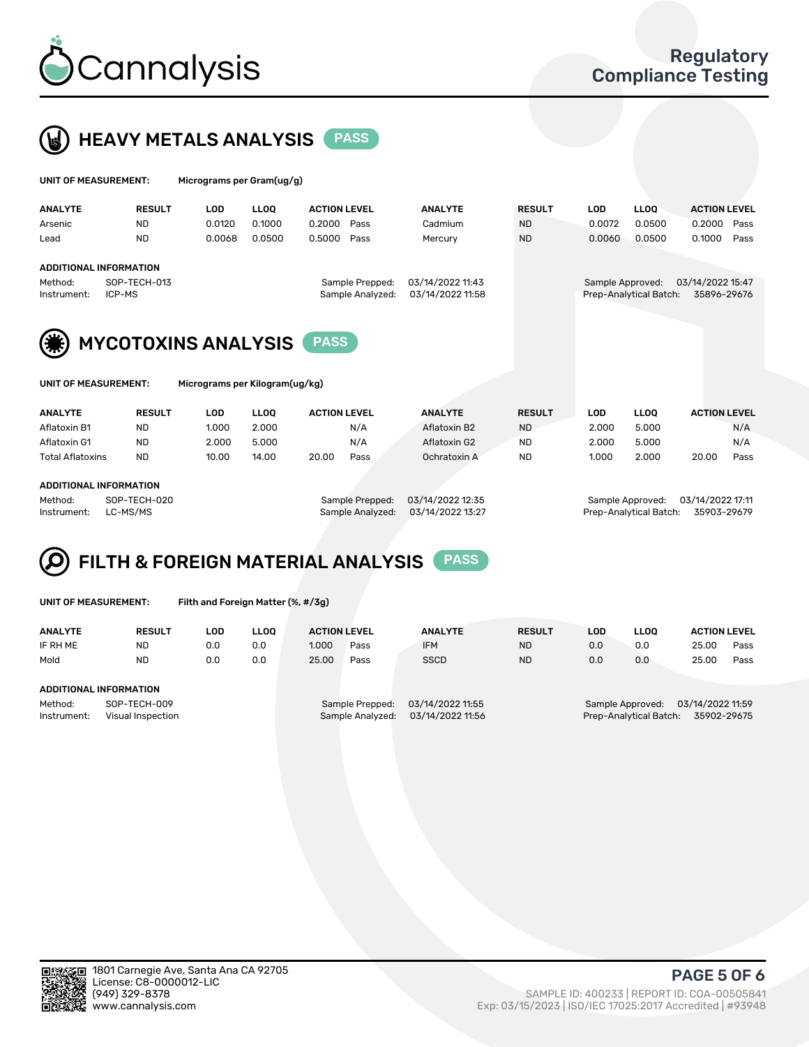# HEAVY METALS ANALYSIS PASS

**UNIT OF MEASUREMENT:** Micrograms per Gram(ug/g)

| ANALYTE | RESULT | LOD | LLOQ | ACTION LEVEL | | ANALYTE | RESULT | LOD | LLOQ | ACTION LEVEL | |
|---|---|---|---|---|---|---|---|---|---|---|---|
| Arsenic | ND | 0.0120 | 0.1000 | 0.2000 | Pass | Cadmium | ND | 0.0072 | 0.0500 | 0.2000 | Pass |
| Lead | ND | 0.0068 | 0.0500 | 0.5000 | Pass | Mercury | ND | 0.0060 | 0.0500 | 0.1000 | Pass |

**ADDITIONAL INFORMATION**

Method: SOP-TECH-013
Instrument: ICP-MS
Sample Prepped: 03/14/2022 11:43
Sample Analyzed: 03/14/2022 11:58
Sample Approved: 03/14/2022 15:47
Prep-Analytical Batch: 35896-29676

# MYCOTOXINS ANALYSIS PASS

**UNIT OF MEASUREMENT:** Micrograms per Kilogram(ug/kg)

| ANALYTE | RESULT | LOD | LLOQ | ACTION LEVEL | | ANALYTE | RESULT | LOD | LLOQ | ACTION LEVEL | |
|---|---|---|---|---|---|---|---|---|---|---|---|
| Aflatoxin B1 | ND | 1.000 | 2.000 | | N/A | Aflatoxin B2 | ND | 2.000 | 5.000 | | N/A |
| Aflatoxin G1 | ND | 2.000 | 5.000 | | N/A | Aflatoxin G2 | ND | 2.000 | 5.000 | | N/A |
| Total Aflatoxins | ND | 10.00 | 14.00 | 20.00 | Pass | Ochratoxin A | ND | 1.000 | 2.000 | 20.00 | Pass |

**ADDITIONAL INFORMATION**

Method: SOP-TECH-020
Instrument: LC-MS/MS
Sample Prepped: 03/14/2022 12:35
Sample Analyzed: 03/14/2022 13:27
Sample Approved: 03/14/2022 17:11
Prep-Analytical Batch: 35903-29679

# FILTH & FOREIGN MATERIAL ANALYSIS PASS

**UNIT OF MEASUREMENT:** Filth and Foreign Matter (%, #/3g)

| ANALYTE | RESULT | LOD | LLOQ | ACTION LEVEL | | ANALYTE | RESULT | LOD | LLOQ | ACTION LEVEL | |
|---|---|---|---|---|---|---|---|---|---|---|---|
| IF RH ME | ND | 0.0 | 0.0 | 1.000 | Pass | IFM | ND | 0.0 | 0.0 | 25.00 | Pass |
| Mold | ND | 0.0 | 0.0 | 25.00 | Pass | SSCD | ND | 0.0 | 0.0 | 25.00 | Pass |

**ADDITIONAL INFORMATION**

Method: SOP-TECH-009
Instrument: Visual Inspection
Sample Prepped: 03/14/2022 11:55
Sample Analyzed: 03/14/2022 11:56
Sample Approved: 03/14/2022 11:59
Prep-Analytical Batch: 35902-29675

1801 Carnegie Ave, Santa Ana CA 92705
License: C8-0000012-LIC
(949) 329-8378
www.cannalysis.com

SAMPLE ID: 400233 | REPORT ID: COA-00505841
Exp: 03/15/2023 | ISO/IEC 17025:2017 Accredited | #93948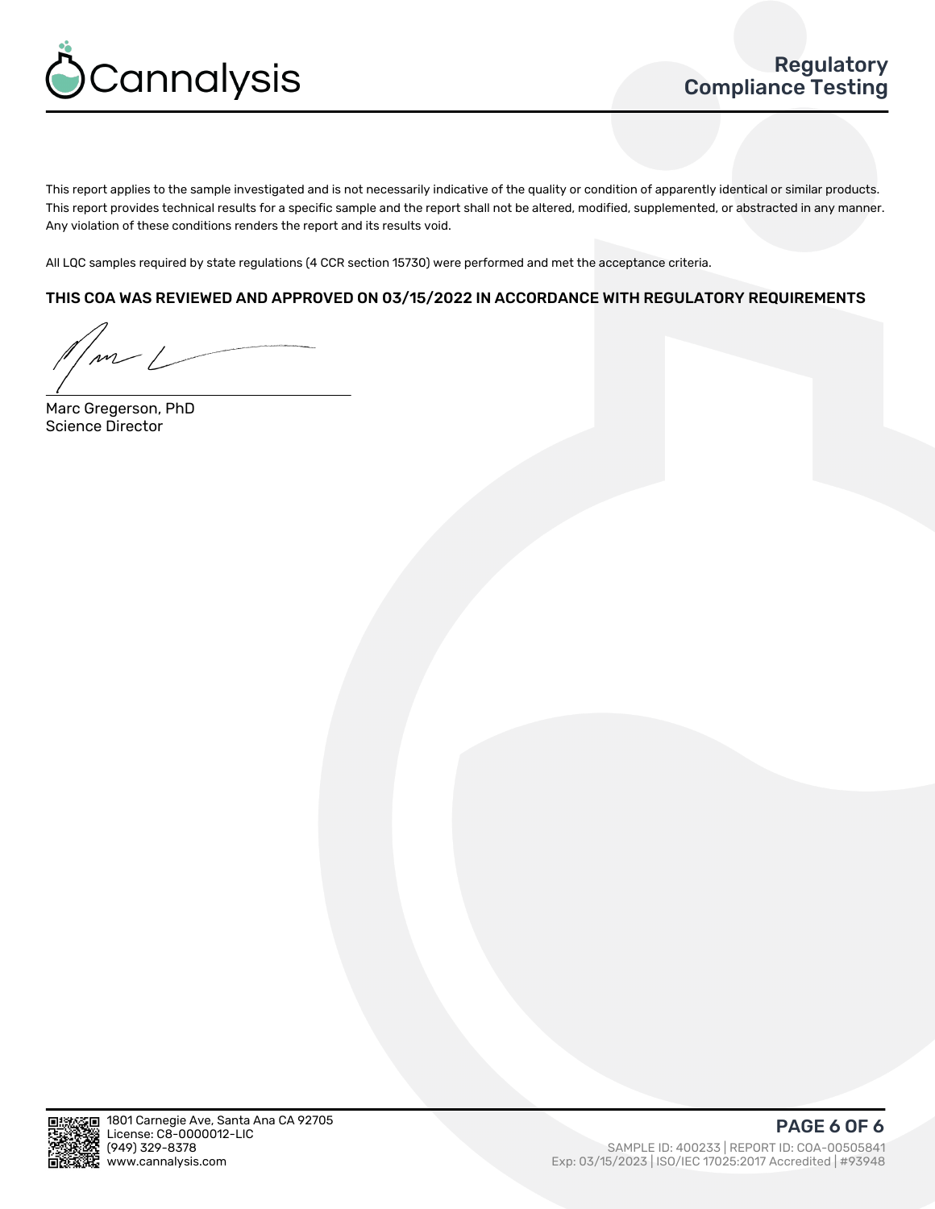This report applies to the sample investigated and is not necessarily indicative of the quality or condition of apparently identical or similar products. This report provides technical results for a specific sample and the report shall not be altered, modified, supplemented, or abstracted in any manner. Any violation of these conditions renders the report and its results void.

All LQC samples required by state regulations (4 CCR section 15730) were performed and met the acceptance criteria.

**THIS COA WAS REVIEWED AND APPROVED ON 03/15/2022 IN ACCORDANCE WITH REGULATORY REQUIREMENTS**

Marc Gregerson, PhD
Science Director

1801 Carnegie Ave, Santa Ana CA 92705
License: C8-0000012-LIC
(949) 329-8378
www.cannalysis.com

SAMPLE ID: 400233 | REPORT ID: COA-00505841
Exp: 03/15/2023 | ISO/IEC 17025:2017 Accredited | #93948